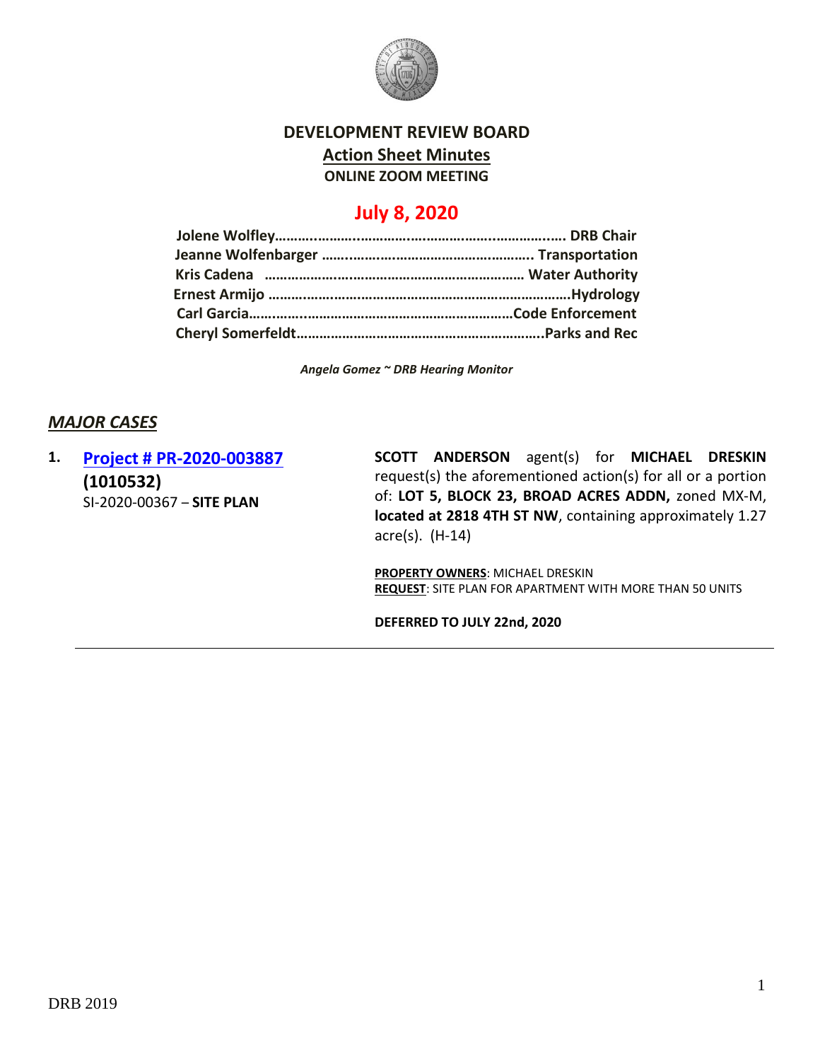# DEVELOPMENT REVIEW BOARD

## Action Sheet Minutes

**ONLINE ZOOM MEETING**

## July 8, 2020

**Jolene Wolfley……………………………………………………………. DRB Chair**
**Jeanne Wolfenbarger …………………………………………….. Transportation**
**Kris Cadena ……………………………………………………… Water Authority**
**Ernest Armijo ……………………………………………………………….Hydrology**
**Carl Garcia………………………………………………………………Code Enforcement**
**Cheryl Somerfeldt……………………………………………………..Parks and Rec**

*Angela Gomez ~ DRB Hearing Monitor*

### *MAJOR CASES*

**1. Project # PR-2020-003887**
**(1010532)**
SI-2020-00367 – **SITE PLAN**

**SCOTT ANDERSON** agent(s) for **MICHAEL DRESKIN** request(s) the aforementioned action(s) for all or a portion of: **LOT 5, BLOCK 23, BROAD ACRES ADDN,** zoned MX-M, **located at 2818 4TH ST NW**, containing approximately 1.27 acre(s). (H-14)

**PROPERTY OWNERS**: MICHAEL DRESKIN
**REQUEST**: SITE PLAN FOR APARTMENT WITH MORE THAN 50 UNITS

**DEFERRED TO JULY 22nd, 2020**

---

DRB 2019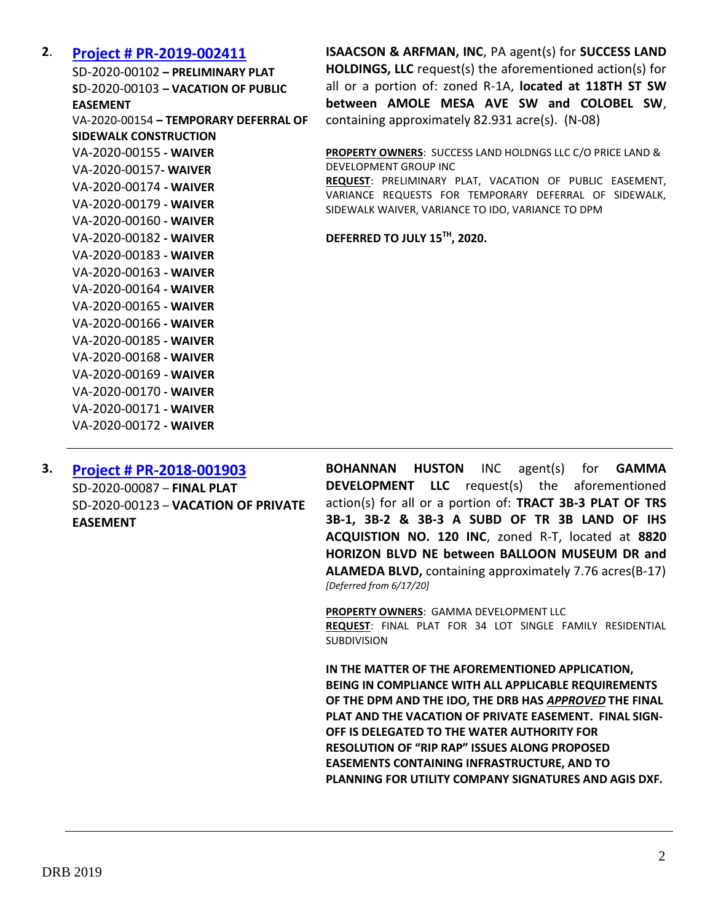**2**. **[Project # PR-2019-002411]**

SD-2020-00102 **– PRELIMINARY PLAT**
SD-2020-00103 **– VACATION OF PUBLIC EASEMENT**
VA-2020-00154 **– TEMPORARY DEFERRAL OF SIDEWALK CONSTRUCTION**
VA-2020-00155 **- WAIVER**
VA-2020-00157**- WAIVER**
VA-2020-00174 **- WAIVER**
VA-2020-00179 **- WAIVER**
VA-2020-00160 **- WAIVER**
VA-2020-00182 **- WAIVER**
VA-2020-00183 **- WAIVER**
VA-2020-00163 **- WAIVER**
VA-2020-00164 **- WAIVER**
VA-2020-00165 **- WAIVER**
VA-2020-00166 **- WAIVER**
VA-2020-00185 **- WAIVER**
VA-2020-00168 **- WAIVER**
VA-2020-00169 **- WAIVER**
VA-2020-00170 **- WAIVER**
VA-2020-00171 **- WAIVER**
VA-2020-00172 **- WAIVER**

**ISAACSON & ARFMAN, INC**, PA agent(s) for **SUCCESS LAND HOLDINGS, LLC** request(s) the aforementioned action(s) for all or a portion of: zoned R-1A, **located at 118TH ST SW between AMOLE MESA AVE SW and COLOBEL SW**, containing approximately 82.931 acre(s). (N-08)

**PROPERTY OWNERS**: SUCCESS LAND HOLDNGS LLC C/O PRICE LAND & DEVELOPMENT GROUP INC
**REQUEST**: PRELIMINARY PLAT, VACATION OF PUBLIC EASEMENT, VARIANCE REQUESTS FOR TEMPORARY DEFERRAL OF SIDEWALK, SIDEWALK WAIVER, VARIANCE TO IDO, VARIANCE TO DPM

**DEFERRED TO JULY 15TH, 2020.**

---

**3.** **[Project # PR-2018-001903]**

SD-2020-00087 – **FINAL PLAT**
SD-2020-00123 – **VACATION OF PRIVATE EASEMENT**

**BOHANNAN HUSTON** INC agent(s) for **GAMMA DEVELOPMENT LLC** request(s) the aforementioned action(s) for all or a portion of: **TRACT 3B-3 PLAT OF TRS 3B-1, 3B-2 & 3B-3 A SUBD OF TR 3B LAND OF IHS ACQUISTION NO. 120 INC**, zoned R-T, located at **8820 HORIZON BLVD NE between BALLOON MUSEUM DR and ALAMEDA BLVD,** containing approximately 7.76 acres(B-17) *[Deferred from 6/17/20]*

**PROPERTY OWNERS**: GAMMA DEVELOPMENT LLC
**REQUEST**: FINAL PLAT FOR 34 LOT SINGLE FAMILY RESIDENTIAL SUBDIVISION

**IN THE MATTER OF THE AFOREMENTIONED APPLICATION, BEING IN COMPLIANCE WITH ALL APPLICABLE REQUIREMENTS OF THE DPM AND THE IDO, THE DRB HAS *APPROVED* THE FINAL PLAT AND THE VACATION OF PRIVATE EASEMENT. FINAL SIGN-OFF IS DELEGATED TO THE WATER AUTHORITY FOR RESOLUTION OF "RIP RAP" ISSUES ALONG PROPOSED EASEMENTS CONTAINING INFRASTRUCTURE, AND TO PLANNING FOR UTILITY COMPANY SIGNATURES AND AGIS DXF.**

---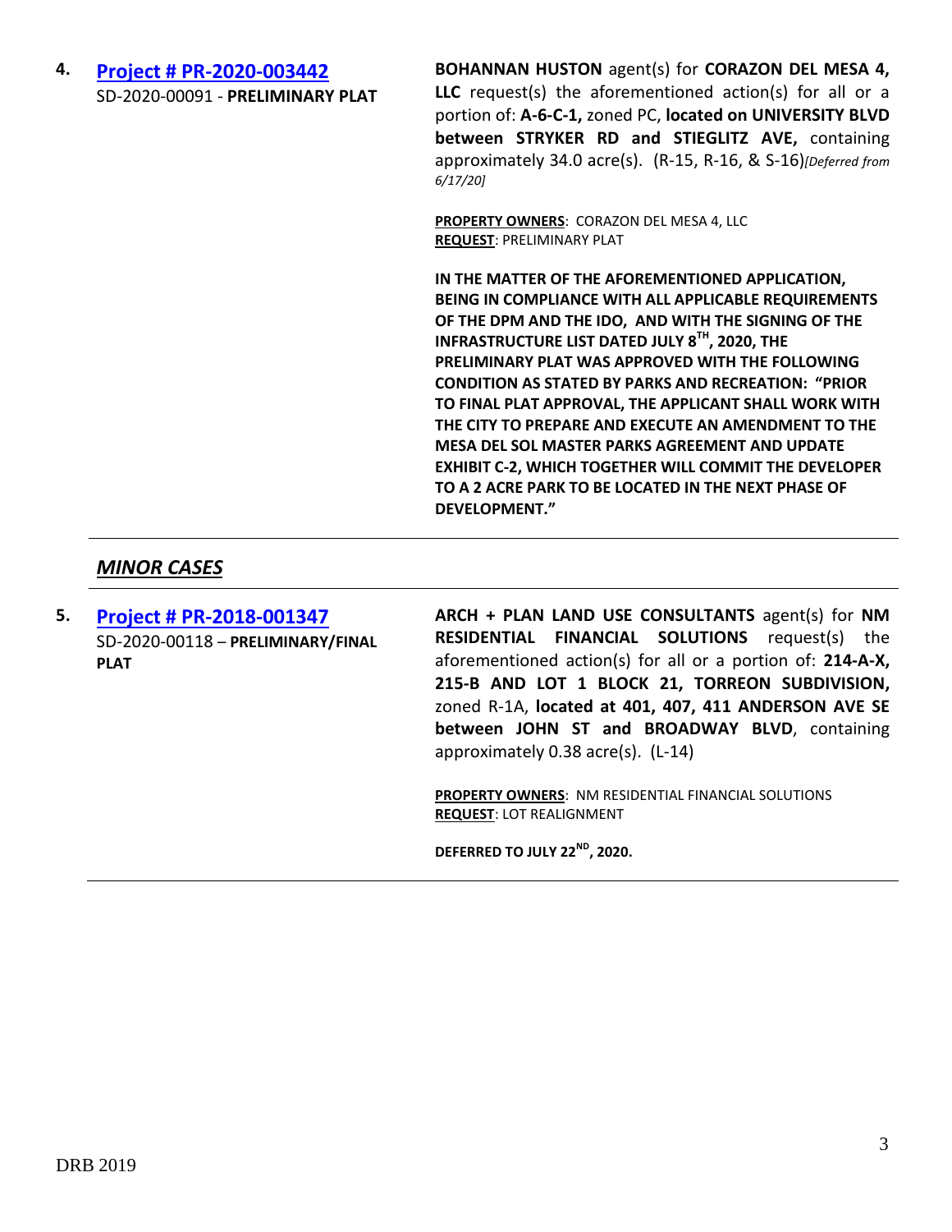**4.** **Project # PR-2020-003442**
SD-2020-00091 - **PRELIMINARY PLAT**

**BOHANNAN HUSTON** agent(s) for **CORAZON DEL MESA 4, LLC** request(s) the aforementioned action(s) for all or a portion of: **A-6-C-1,** zoned PC, **located on UNIVERSITY BLVD between STRYKER RD and STIEGLITZ AVE,** containing approximately 34.0 acre(s). (R-15, R-16, & S-16)*[Deferred from 6/17/20]*

**PROPERTY OWNERS**: CORAZON DEL MESA 4, LLC
**REQUEST**: PRELIMINARY PLAT

**IN THE MATTER OF THE AFOREMENTIONED APPLICATION, BEING IN COMPLIANCE WITH ALL APPLICABLE REQUIREMENTS OF THE DPM AND THE IDO, AND WITH THE SIGNING OF THE INFRASTRUCTURE LIST DATED JULY 8TH, 2020, THE PRELIMINARY PLAT WAS APPROVED WITH THE FOLLOWING CONDITION AS STATED BY PARKS AND RECREATION: "PRIOR TO FINAL PLAT APPROVAL, THE APPLICANT SHALL WORK WITH THE CITY TO PREPARE AND EXECUTE AN AMENDMENT TO THE MESA DEL SOL MASTER PARKS AGREEMENT AND UPDATE EXHIBIT C-2, WHICH TOGETHER WILL COMMIT THE DEVELOPER TO A 2 ACRE PARK TO BE LOCATED IN THE NEXT PHASE OF DEVELOPMENT."**

---

## *MINOR CASES*

---

**5.** **Project # PR-2018-001347**
SD-2020-00118 – **PRELIMINARY/FINAL PLAT**

**ARCH + PLAN LAND USE CONSULTANTS** agent(s) for **NM RESIDENTIAL FINANCIAL SOLUTIONS** request(s) the aforementioned action(s) for all or a portion of: **214-A-X, 215-B AND LOT 1 BLOCK 21, TORREON SUBDIVISION,** zoned R-1A, **located at 401, 407, 411 ANDERSON AVE SE between JOHN ST and BROADWAY BLVD**, containing approximately 0.38 acre(s). (L-14)

**PROPERTY OWNERS**: NM RESIDENTIAL FINANCIAL SOLUTIONS
**REQUEST**: LOT REALIGNMENT

**DEFERRED TO JULY 22ND, 2020.**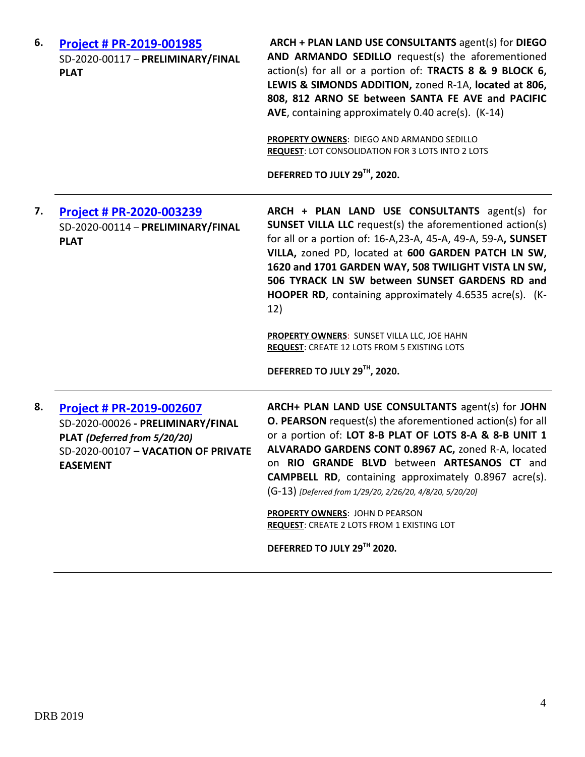| | | |
|---|---|---|
| 6. | **[Project # PR-2019-001985](#)**<br>SD-2020-00117 – **PRELIMINARY/FINAL PLAT** | **ARCH + PLAN LAND USE CONSULTANTS** agent(s) for **DIEGO AND ARMANDO SEDILLO** request(s) the aforementioned action(s) for all or a portion of: **TRACTS 8 & 9 BLOCK 6, LEWIS & SIMONDS ADDITION,** zoned R-1A, **located at 806, 808, 812 ARNO SE between SANTA FE AVE and PACIFIC AVE**, containing approximately 0.40 acre(s). (K-14)<br><br>**PROPERTY OWNERS**: DIEGO AND ARMANDO SEDILLO<br>**REQUEST**: LOT CONSOLIDATION FOR 3 LOTS INTO 2 LOTS<br><br>**DEFERRED TO JULY 29TH, 2020.** |
| 7. | **[Project # PR-2020-003239](#)**<br>SD-2020-00114 – **PRELIMINARY/FINAL PLAT** | **ARCH + PLAN LAND USE CONSULTANTS** agent(s) for **SUNSET VILLA LLC** request(s) the aforementioned action(s) for all or a portion of: 16-A,23-A, 45-A, 49-A, 59-A**, SUNSET VILLA,** zoned PD, located at **600 GARDEN PATCH LN SW, 1620 and 1701 GARDEN WAY, 508 TWILIGHT VISTA LN SW, 506 TYRACK LN SW between SUNSET GARDENS RD and HOOPER RD**, containing approximately 4.6535 acre(s). (K-12)<br><br>**PROPERTY OWNERS**: SUNSET VILLA LLC, JOE HAHN<br>**REQUEST**: CREATE 12 LOTS FROM 5 EXISTING LOTS<br><br>**DEFERRED TO JULY 29TH, 2020.** |
| 8. | **[Project # PR-2019-002607](#)**<br>SD-2020-00026 **- PRELIMINARY/FINAL PLAT** ***(Deferred from 5/20/20)***<br>SD-2020-00107 **– VACATION OF PRIVATE EASEMENT** | **ARCH+ PLAN LAND USE CONSULTANTS** agent(s) for **JOHN O. PEARSON** request(s) the aforementioned action(s) for all or a portion of: **LOT 8-B PLAT OF LOTS 8-A & 8-B UNIT 1 ALVARADO GARDENS CONT 0.8967 AC,** zoned R-A, located on **RIO GRANDE BLVD** between **ARTESANOS CT** and **CAMPBELL RD**, containing approximately 0.8967 acre(s). (G-13) *[Deferred from 1/29/20, 2/26/20, 4/8/20, 5/20/20]*<br><br>**PROPERTY OWNERS**: JOHN D PEARSON<br>**REQUEST**: CREATE 2 LOTS FROM 1 EXISTING LOT<br><br>**DEFERRED TO JULY 29TH 2020.** |

DRB 2019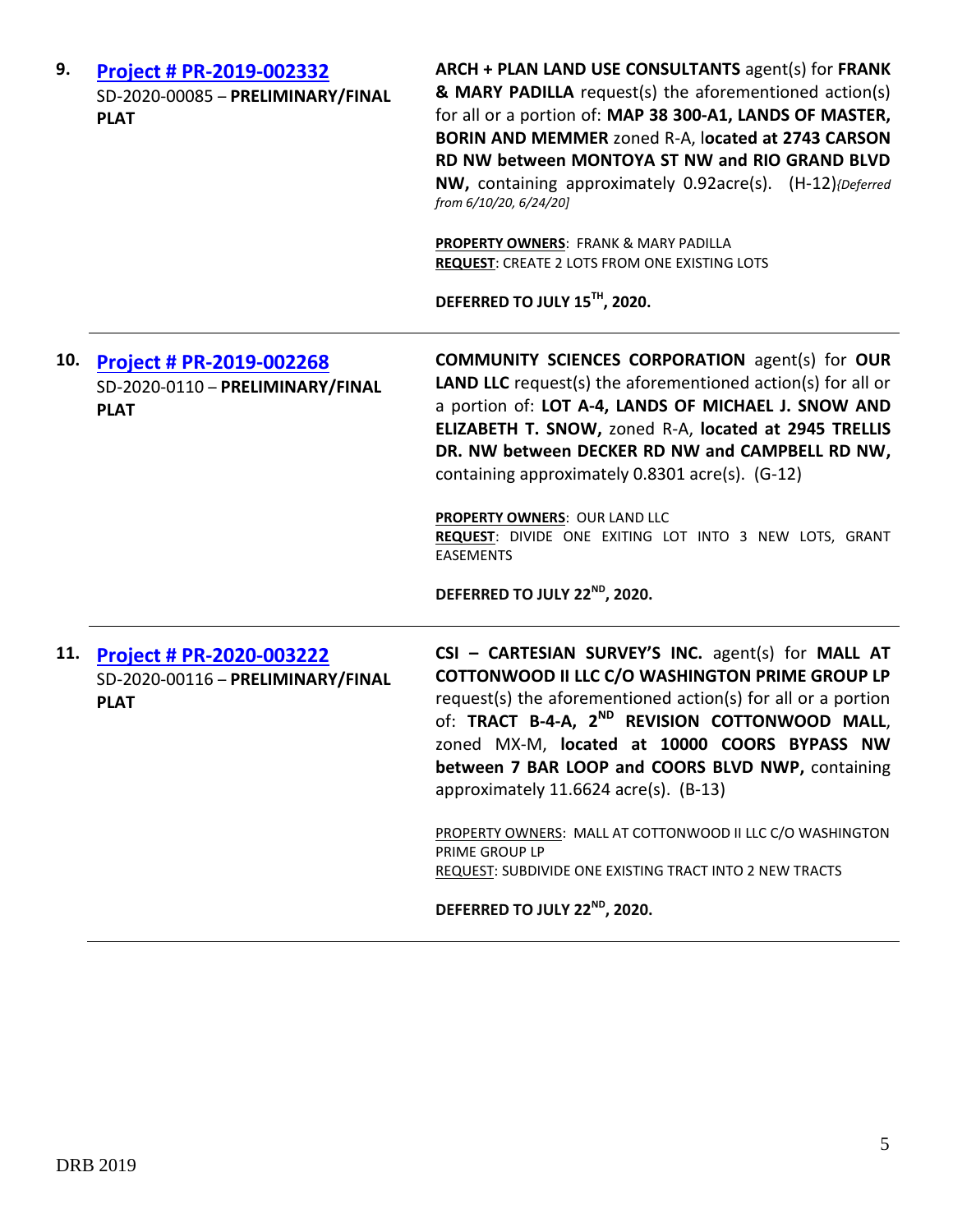| | | |
|---|---|---|
| 9. | **Project # PR-2019-002332**<br>SD-2020-00085 – **PRELIMINARY/FINAL PLAT** | **ARCH + PLAN LAND USE CONSULTANTS** agent(s) for **FRANK & MARY PADILLA** request(s) the aforementioned action(s) for all or a portion of: **MAP 38 300-A1, LANDS OF MASTER, BORIN AND MEMMER** zoned R-A, l**ocated at 2743 CARSON RD NW between MONTOYA ST NW and RIO GRAND BLVD NW,** containing approximately 0.92acre(s). (H-12)*{Deferred from 6/10/20, 6/24/20]*<br><br>**PROPERTY OWNERS**: FRANK & MARY PADILLA<br>**REQUEST**: CREATE 2 LOTS FROM ONE EXISTING LOTS<br><br>**DEFERRED TO JULY 15TH, 2020.** |
| 10. | **Project # PR-2019-002268**<br>SD-2020-0110 – **PRELIMINARY/FINAL PLAT** | **COMMUNITY SCIENCES CORPORATION** agent(s) for **OUR LAND LLC** request(s) the aforementioned action(s) for all or a portion of: **LOT A-4, LANDS OF MICHAEL J. SNOW AND ELIZABETH T. SNOW,** zoned R-A, **located at 2945 TRELLIS DR. NW between DECKER RD NW and CAMPBELL RD NW,** containing approximately 0.8301 acre(s). (G-12)<br><br>**PROPERTY OWNERS**: OUR LAND LLC<br>**REQUEST**: DIVIDE ONE EXITING LOT INTO 3 NEW LOTS, GRANT EASEMENTS<br><br>**DEFERRED TO JULY 22ND, 2020.** |
| 11. | **Project # PR-2020-003222**<br>SD-2020-00116 – **PRELIMINARY/FINAL PLAT** | **CSI – CARTESIAN SURVEY'S INC.** agent(s) for **MALL AT COTTONWOOD II LLC C/O WASHINGTON PRIME GROUP LP** request(s) the aforementioned action(s) for all or a portion of: **TRACT B-4-A, 2ND REVISION COTTONWOOD MALL**, zoned MX-M, **located at 10000 COORS BYPASS NW between 7 BAR LOOP and COORS BLVD NWP,** containing approximately 11.6624 acre(s). (B-13)<br><br>PROPERTY OWNERS: MALL AT COTTONWOOD II LLC C/O WASHINGTON PRIME GROUP LP<br>REQUEST: SUBDIVIDE ONE EXISTING TRACT INTO 2 NEW TRACTS<br><br>**DEFERRED TO JULY 22ND, 2020.** |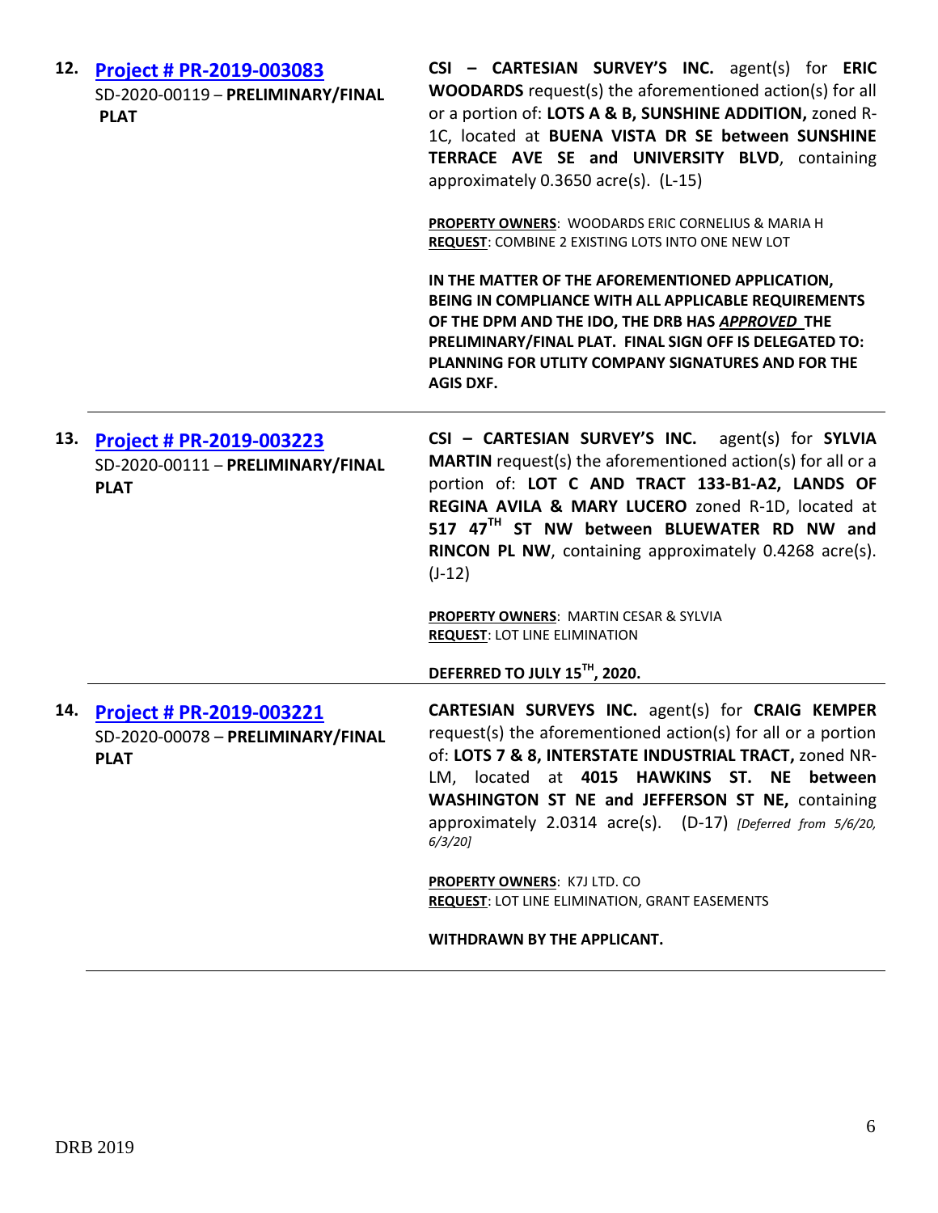12. **[Project # PR-2019-003083](#)**
SD-2020-00119 – **PRELIMINARY/FINAL PLAT**

**CSI – CARTESIAN SURVEY'S INC.** agent(s) for **ERIC WOODARDS** request(s) the aforementioned action(s) for all or a portion of: **LOTS A & B, SUNSHINE ADDITION,** zoned R-1C, located at **BUENA VISTA DR SE between SUNSHINE TERRACE AVE SE and UNIVERSITY BLVD**, containing approximately 0.3650 acre(s). (L-15)

**PROPERTY OWNERS**: WOODARDS ERIC CORNELIUS & MARIA H
**REQUEST**: COMBINE 2 EXISTING LOTS INTO ONE NEW LOT

**IN THE MATTER OF THE AFOREMENTIONED APPLICATION, BEING IN COMPLIANCE WITH ALL APPLICABLE REQUIREMENTS OF THE DPM AND THE IDO, THE DRB HAS *APPROVED* THE PRELIMINARY/FINAL PLAT. FINAL SIGN OFF IS DELEGATED TO: PLANNING FOR UTLITY COMPANY SIGNATURES AND FOR THE AGIS DXF.**

---

13. **[Project # PR-2019-003223](#)**
SD-2020-00111 – **PRELIMINARY/FINAL PLAT**

**CSI – CARTESIAN SURVEY'S INC.** agent(s) for **SYLVIA MARTIN** request(s) the aforementioned action(s) for all or a portion of: **LOT C AND TRACT 133-B1-A2, LANDS OF REGINA AVILA & MARY LUCERO** zoned R-1D, located at **517 47TH ST NW between BLUEWATER RD NW and RINCON PL NW**, containing approximately 0.4268 acre(s). (J-12)

**PROPERTY OWNERS**: MARTIN CESAR & SYLVIA
**REQUEST**: LOT LINE ELIMINATION

**DEFERRED TO JULY 15TH, 2020.**

---

14. **[Project # PR-2019-003221](#)**
SD-2020-00078 – **PRELIMINARY/FINAL PLAT**

**CARTESIAN SURVEYS INC.** agent(s) for **CRAIG KEMPER** request(s) the aforementioned action(s) for all or a portion of: **LOTS 7 & 8, INTERSTATE INDUSTRIAL TRACT,** zoned NR-LM, located at **4015 HAWKINS ST. NE between WASHINGTON ST NE and JEFFERSON ST NE,** containing approximately 2.0314 acre(s). (D-17) *[Deferred from 5/6/20, 6/3/20]*

**PROPERTY OWNERS**: K7J LTD. CO
**REQUEST**: LOT LINE ELIMINATION, GRANT EASEMENTS

**WITHDRAWN BY THE APPLICANT.**

---

DRB 2019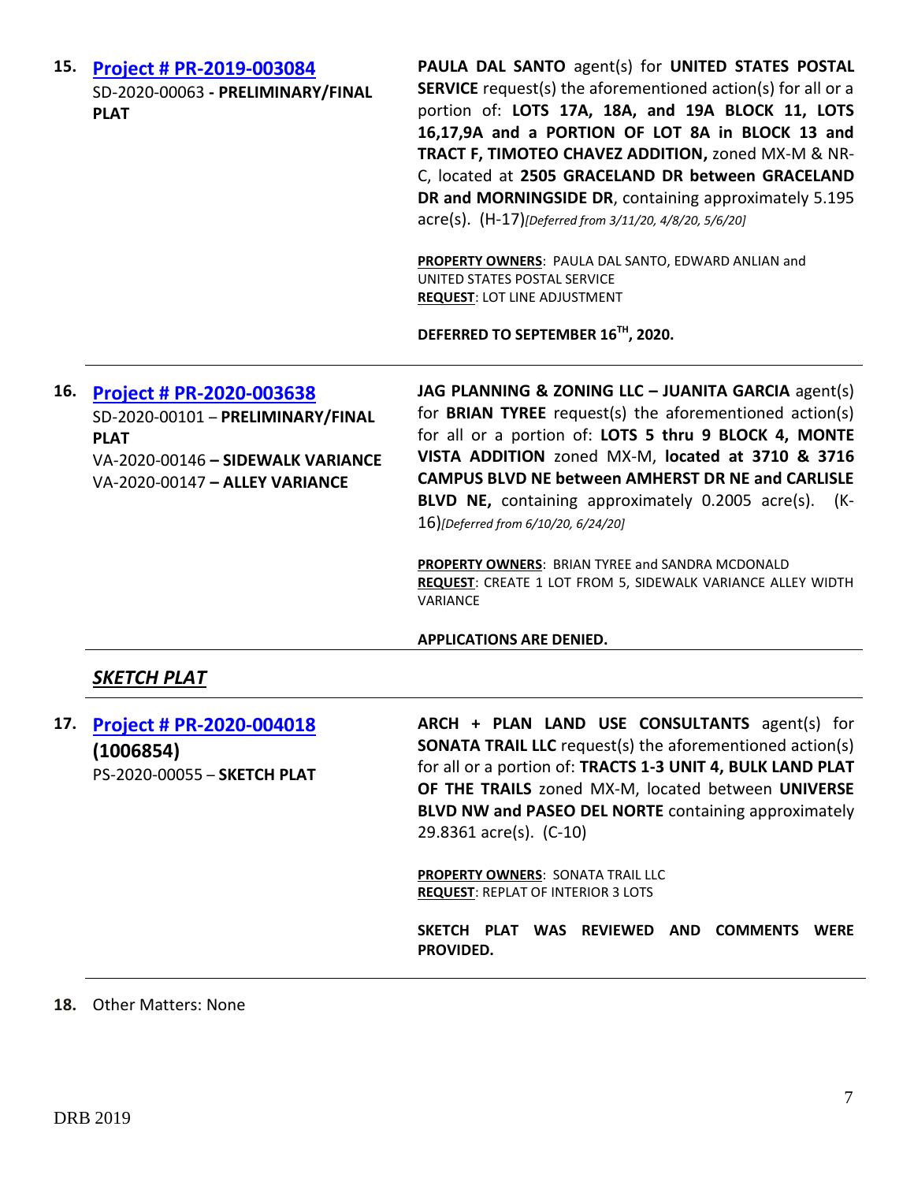15. **[Project # PR-2019-003084](#)**
SD-2020-00063 **- PRELIMINARY/FINAL PLAT**

**PAULA DAL SANTO** agent(s) for **UNITED STATES POSTAL SERVICE** request(s) the aforementioned action(s) for all or a portion of: **LOTS 17A, 18A, and 19A BLOCK 11, LOTS 16,17,9A and a PORTION OF LOT 8A in BLOCK 13 and TRACT F, TIMOTEO CHAVEZ ADDITION,** zoned MX-M & NR-C, located at **2505 GRACELAND DR between GRACELAND DR and MORNINGSIDE DR**, containing approximately 5.195 acre(s). (H-17)*[Deferred from 3/11/20, 4/8/20, 5/6/20]*

**PROPERTY OWNERS**: PAULA DAL SANTO, EDWARD ANLIAN and UNITED STATES POSTAL SERVICE
**REQUEST**: LOT LINE ADJUSTMENT

**DEFERRED TO SEPTEMBER 16TH, 2020.**

---

16. **[Project # PR-2020-003638](#)**
SD-2020-00101 – **PRELIMINARY/FINAL PLAT**
VA-2020-00146 **– SIDEWALK VARIANCE**
VA-2020-00147 **– ALLEY VARIANCE**

**JAG PLANNING & ZONING LLC – JUANITA GARCIA** agent(s) for **BRIAN TYREE** request(s) the aforementioned action(s) for all or a portion of: **LOTS 5 thru 9 BLOCK 4, MONTE VISTA ADDITION** zoned MX-M, **located at 3710 & 3716 CAMPUS BLVD NE between AMHERST DR NE and CARLISLE BLVD NE,** containing approximately 0.2005 acre(s). (K-16)*[Deferred from 6/10/20, 6/24/20]*

**PROPERTY OWNERS**: BRIAN TYREE and SANDRA MCDONALD
**REQUEST**: CREATE 1 LOT FROM 5, SIDEWALK VARIANCE ALLEY WIDTH VARIANCE

**APPLICATIONS ARE DENIED.**

---

## *SKETCH PLAT*

---

17. **[Project # PR-2020-004018](#)**
**(1006854)**
PS-2020-00055 – **SKETCH PLAT**

**ARCH + PLAN LAND USE CONSULTANTS** agent(s) for **SONATA TRAIL LLC** request(s) the aforementioned action(s) for all or a portion of: **TRACTS 1-3 UNIT 4, BULK LAND PLAT OF THE TRAILS** zoned MX-M, located between **UNIVERSE BLVD NW and PASEO DEL NORTE** containing approximately 29.8361 acre(s). (C-10)

**PROPERTY OWNERS**: SONATA TRAIL LLC
**REQUEST**: REPLAT OF INTERIOR 3 LOTS

**SKETCH PLAT WAS REVIEWED AND COMMENTS WERE PROVIDED.**

---

18. Other Matters: None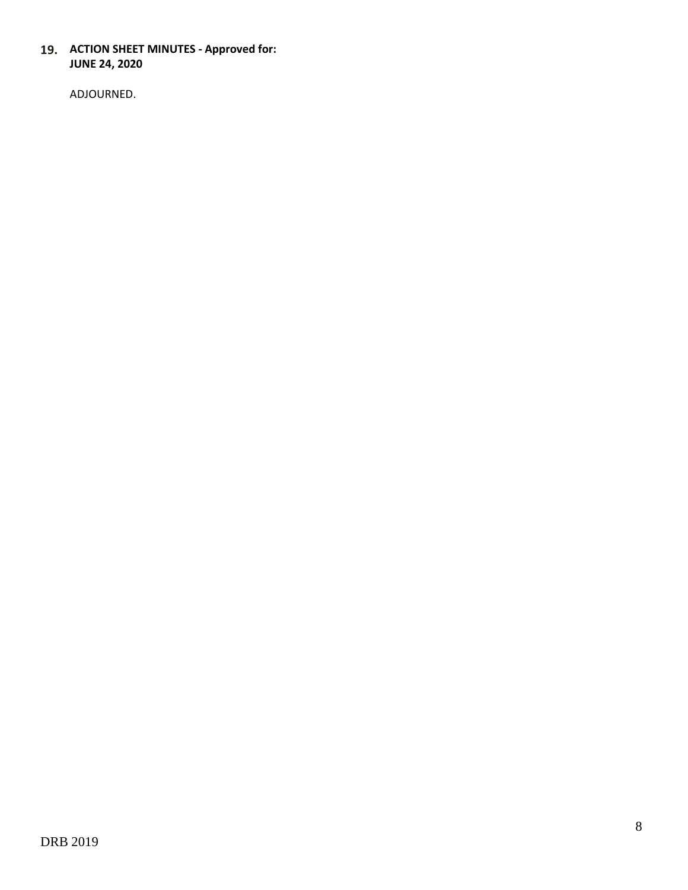**19. ACTION SHEET MINUTES - Approved for: JUNE 24, 2020**

ADJOURNED.